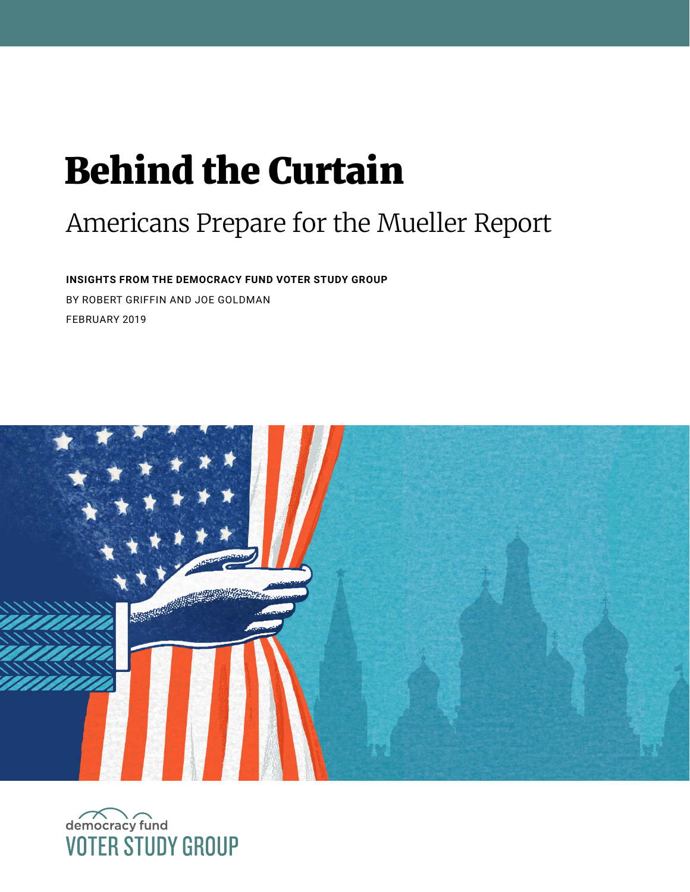# Behind the Curtain

## Americans Prepare for the Mueller Report

**INSIGHTS FROM THE DEMOCRACY FUND VOTER STUDY GROUP**

BY ROBERT GRIFFIN AND JOE GOLDMAN

FEBRUARY 2019

democracy fund

VOTER STUDY GROUP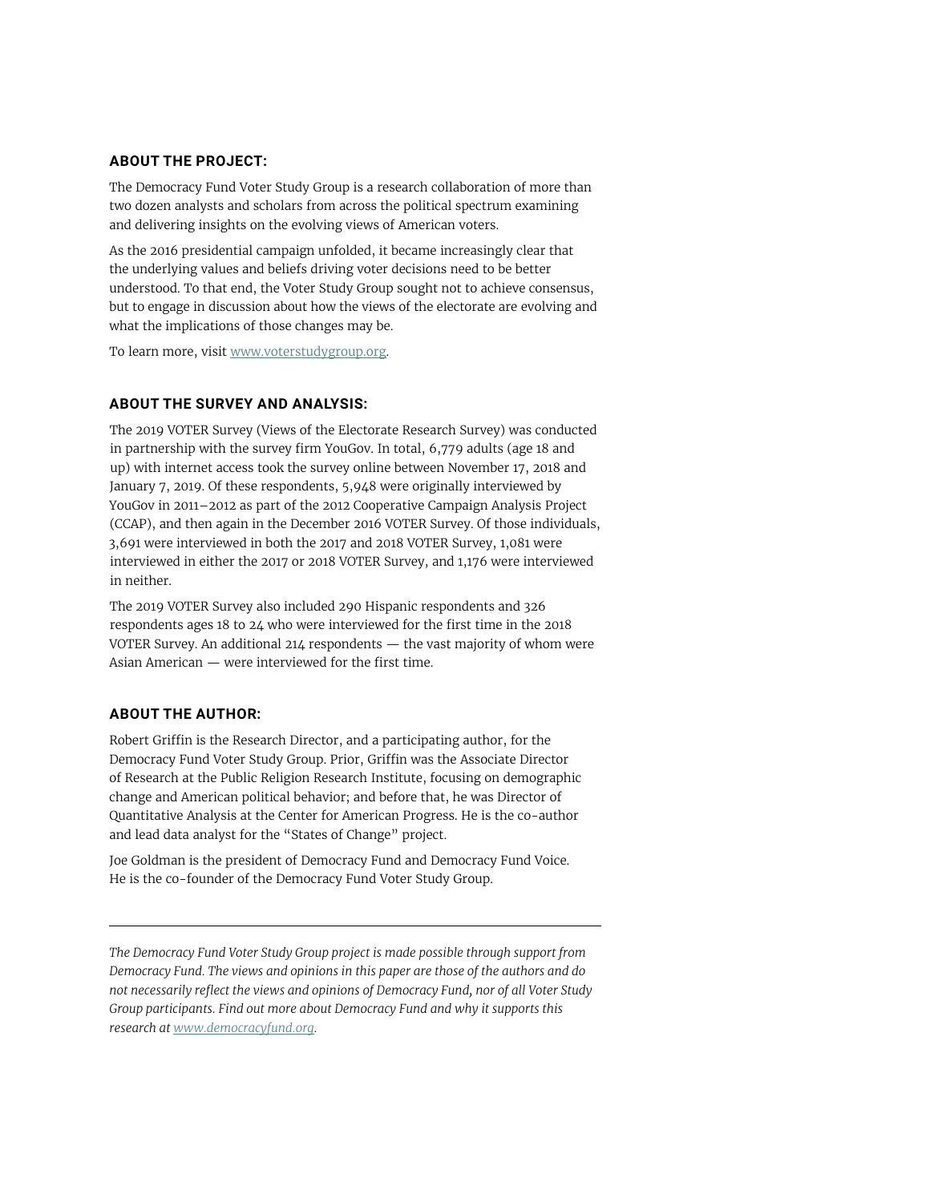## ABOUT THE PROJECT:

The Democracy Fund Voter Study Group is a research collaboration of more than two dozen analysts and scholars from across the political spectrum examining and delivering insights on the evolving views of American voters.

As the 2016 presidential campaign unfolded, it became increasingly clear that the underlying values and beliefs driving voter decisions need to be better understood. To that end, the Voter Study Group sought not to achieve consensus, but to engage in discussion about how the views of the electorate are evolving and what the implications of those changes may be.

To learn more, visit [www.voterstudygroup.org](www.voterstudygroup.org).

## ABOUT THE SURVEY AND ANALYSIS:

The 2019 VOTER Survey (Views of the Electorate Research Survey) was conducted in partnership with the survey firm YouGov. In total, 6,779 adults (age 18 and up) with internet access took the survey online between November 17, 2018 and January 7, 2019. Of these respondents, 5,948 were originally interviewed by YouGov in 2011–2012 as part of the 2012 Cooperative Campaign Analysis Project (CCAP), and then again in the December 2016 VOTER Survey. Of those individuals, 3,691 were interviewed in both the 2017 and 2018 VOTER Survey, 1,081 were interviewed in either the 2017 or 2018 VOTER Survey, and 1,176 were interviewed in neither.

The 2019 VOTER Survey also included 290 Hispanic respondents and 326 respondents ages 18 to 24 who were interviewed for the first time in the 2018 VOTER Survey. An additional 214 respondents — the vast majority of whom were Asian American — were interviewed for the first time.

## ABOUT THE AUTHOR:

Robert Griffin is the Research Director, and a participating author, for the Democracy Fund Voter Study Group. Prior, Griffin was the Associate Director of Research at the Public Religion Research Institute, focusing on demographic change and American political behavior; and before that, he was Director of Quantitative Analysis at the Center for American Progress. He is the co-author and lead data analyst for the "States of Change" project.

Joe Goldman is the president of Democracy Fund and Democracy Fund Voice. He is the co-founder of the Democracy Fund Voter Study Group.

---

*The Democracy Fund Voter Study Group project is made possible through support from Democracy Fund. The views and opinions in this paper are those of the authors and do not necessarily reflect the views and opinions of Democracy Fund, nor of all Voter Study Group participants. Find out more about Democracy Fund and why it supports this research at [www.democracyfund.org](www.democracyfund.org).*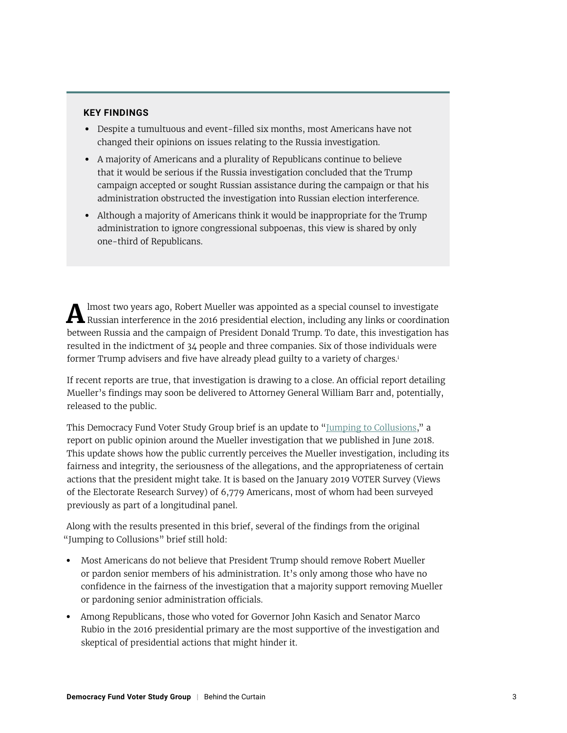**KEY FINDINGS**

- Despite a tumultuous and event-filled six months, most Americans have not changed their opinions on issues relating to the Russia investigation.
- A majority of Americans and a plurality of Republicans continue to believe that it would be serious if the Russia investigation concluded that the Trump campaign accepted or sought Russian assistance during the campaign or that his administration obstructed the investigation into Russian election interference.
- Although a majority of Americans think it would be inappropriate for the Trump administration to ignore congressional subpoenas, this view is shared by only one-third of Republicans.

Almost two years ago, Robert Mueller was appointed as a special counsel to investigate Russian interference in the 2016 presidential election, including any links or coordination between Russia and the campaign of President Donald Trump. To date, this investigation has resulted in the indictment of 34 people and three companies. Six of those individuals were former Trump advisers and five have already plead guilty to a variety of charges.[i]

If recent reports are true, that investigation is drawing to a close. An official report detailing Mueller's findings may soon be delivered to Attorney General William Barr and, potentially, released to the public.

This Democracy Fund Voter Study Group brief is an update to "Jumping to Collusions," a report on public opinion around the Mueller investigation that we published in June 2018. This update shows how the public currently perceives the Mueller investigation, including its fairness and integrity, the seriousness of the allegations, and the appropriateness of certain actions that the president might take. It is based on the January 2019 VOTER Survey (Views of the Electorate Research Survey) of 6,779 Americans, most of whom had been surveyed previously as part of a longitudinal panel.

Along with the results presented in this brief, several of the findings from the original "Jumping to Collusions" brief still hold:

- Most Americans do not believe that President Trump should remove Robert Mueller or pardon senior members of his administration. It's only among those who have no confidence in the fairness of the investigation that a majority support removing Mueller or pardoning senior administration officials.
- Among Republicans, those who voted for Governor John Kasich and Senator Marco Rubio in the 2016 presidential primary are the most supportive of the investigation and skeptical of presidential actions that might hinder it.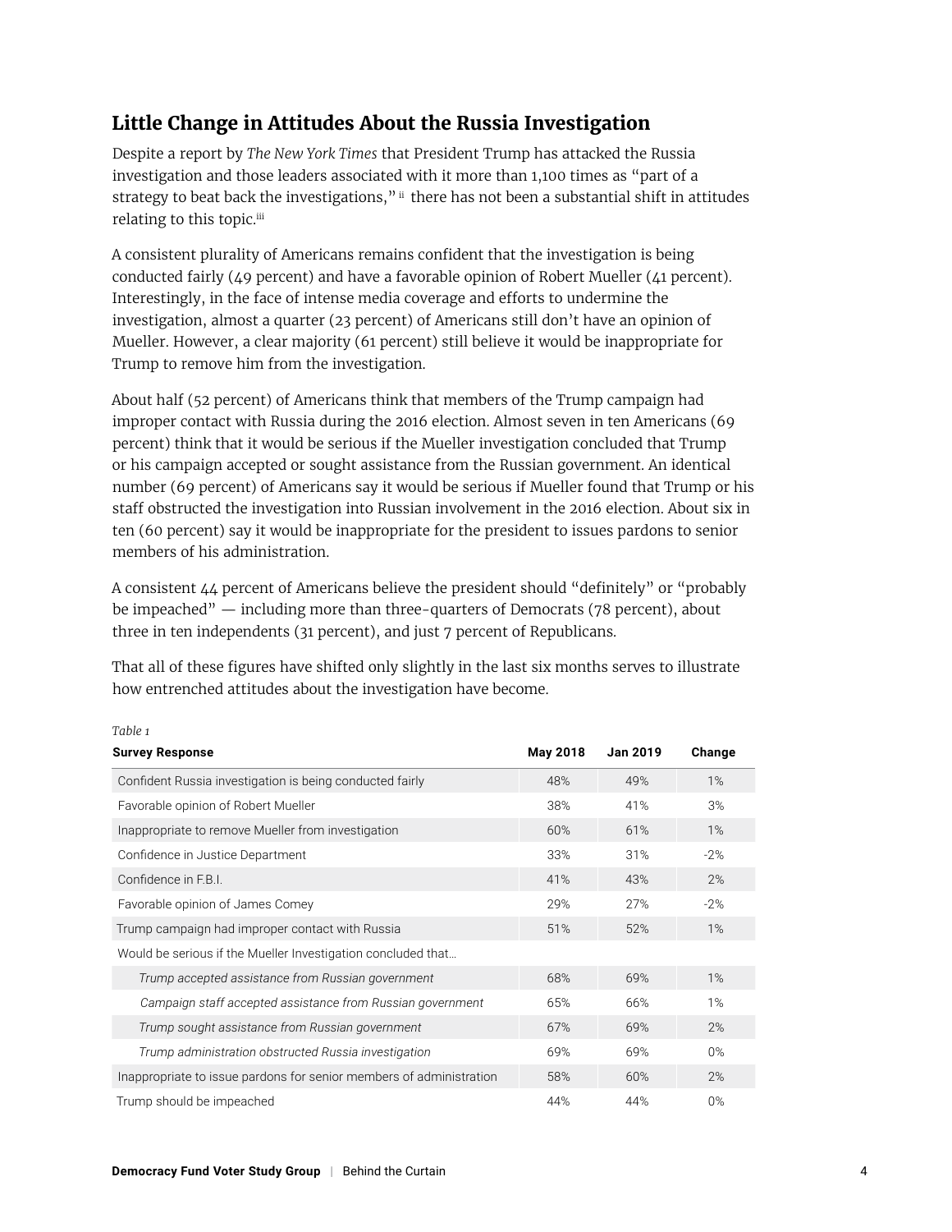## Little Change in Attitudes About the Russia Investigation

Despite a report by *The New York Times* that President Trump has attacked the Russia investigation and those leaders associated with it more than 1,100 times as "part of a strategy to beat back the investigations," [ii] there has not been a substantial shift in attitudes relating to this topic.[iii]

A consistent plurality of Americans remains confident that the investigation is being conducted fairly (49 percent) and have a favorable opinion of Robert Mueller (41 percent). Interestingly, in the face of intense media coverage and efforts to undermine the investigation, almost a quarter (23 percent) of Americans still don't have an opinion of Mueller. However, a clear majority (61 percent) still believe it would be inappropriate for Trump to remove him from the investigation.

About half (52 percent) of Americans think that members of the Trump campaign had improper contact with Russia during the 2016 election. Almost seven in ten Americans (69 percent) think that it would be serious if the Mueller investigation concluded that Trump or his campaign accepted or sought assistance from the Russian government. An identical number (69 percent) of Americans say it would be serious if Mueller found that Trump or his staff obstructed the investigation into Russian involvement in the 2016 election. About six in ten (60 percent) say it would be inappropriate for the president to issues pardons to senior members of his administration.

A consistent 44 percent of Americans believe the president should "definitely" or "probably be impeached" — including more than three-quarters of Democrats (78 percent), about three in ten independents (31 percent), and just 7 percent of Republicans.

That all of these figures have shifted only slightly in the last six months serves to illustrate how entrenched attitudes about the investigation have become.

*Table 1*

| Survey Response | May 2018 | Jan 2019 | Change |
|---|---|---|---|
| Confident Russia investigation is being conducted fairly | 48% | 49% | 1% |
| Favorable opinion of Robert Mueller | 38% | 41% | 3% |
| Inappropriate to remove Mueller from investigation | 60% | 61% | 1% |
| Confidence in Justice Department | 33% | 31% | -2% |
| Confidence in F.B.I. | 41% | 43% | 2% |
| Favorable opinion of James Comey | 29% | 27% | -2% |
| Trump campaign had improper contact with Russia | 51% | 52% | 1% |
| Would be serious if the Mueller Investigation concluded that… | | | |
| *Trump accepted assistance from Russian government* | 68% | 69% | 1% |
| *Campaign staff accepted assistance from Russian government* | 65% | 66% | 1% |
| *Trump sought assistance from Russian government* | 67% | 69% | 2% |
| *Trump administration obstructed Russia investigation* | 69% | 69% | 0% |
| Inappropriate to issue pardons for senior members of administration | 58% | 60% | 2% |
| Trump should be impeached | 44% | 44% | 0% |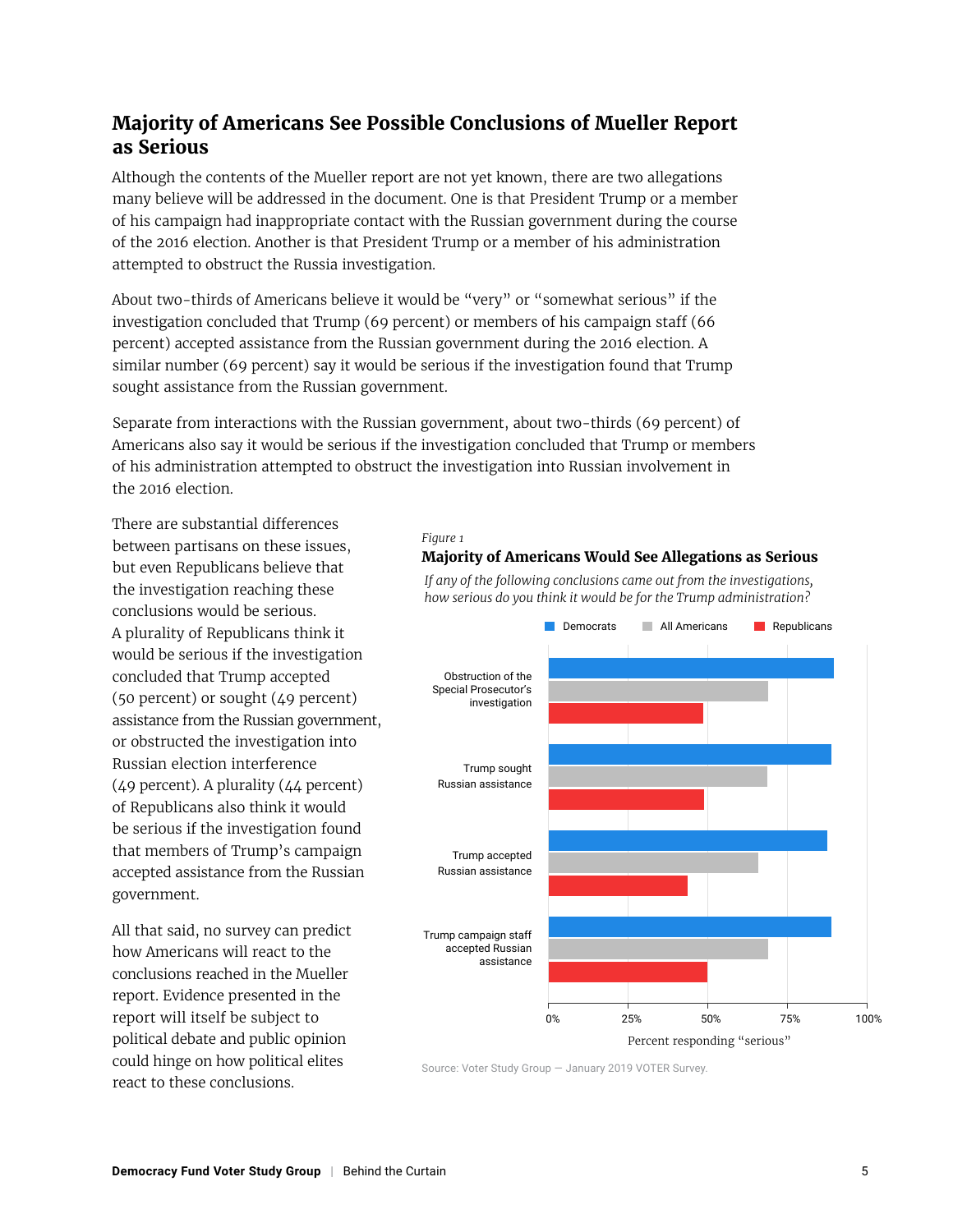## Majority of Americans See Possible Conclusions of Mueller Report as Serious

Although the contents of the Mueller report are not yet known, there are two allegations many believe will be addressed in the document. One is that President Trump or a member of his campaign had inappropriate contact with the Russian government during the course of the 2016 election. Another is that President Trump or a member of his administration attempted to obstruct the Russia investigation.

About two-thirds of Americans believe it would be "very" or "somewhat serious" if the investigation concluded that Trump (69 percent) or members of his campaign staff (66 percent) accepted assistance from the Russian government during the 2016 election. A similar number (69 percent) say it would be serious if the investigation found that Trump sought assistance from the Russian government.

Separate from interactions with the Russian government, about two-thirds (69 percent) of Americans also say it would be serious if the investigation concluded that Trump or members of his administration attempted to obstruct the investigation into Russian involvement in the 2016 election.

There are substantial differences between partisans on these issues, but even Republicans believe that the investigation reaching these conclusions would be serious. A plurality of Republicans think it would be serious if the investigation concluded that Trump accepted (50 percent) or sought (49 percent) assistance from the Russian government, or obstructed the investigation into Russian election interference (49 percent). A plurality (44 percent) of Republicans also think it would be serious if the investigation found that members of Trump's campaign accepted assistance from the Russian government.

All that said, no survey can predict how Americans will react to the conclusions reached in the Mueller report. Evidence presented in the report will itself be subject to political debate and public opinion could hinge on how political elites react to these conclusions.

*Figure 1*

**Majority of Americans Would See Allegations as Serious**

*If any of the following conclusions came out from the investigations, how serious do you think it would be for the Trump administration?*

Legend: Democrats, All Americans, Republicans

Categories: Obstruction of the Special Prosecutor's investigation; Trump sought Russian assistance; Trump accepted Russian assistance; Trump campaign staff accepted Russian assistance

Axis: 0%, 25%, 50%, 75%, 100% — Percent responding "serious"

Source: Voter Study Group — January 2019 VOTER Survey.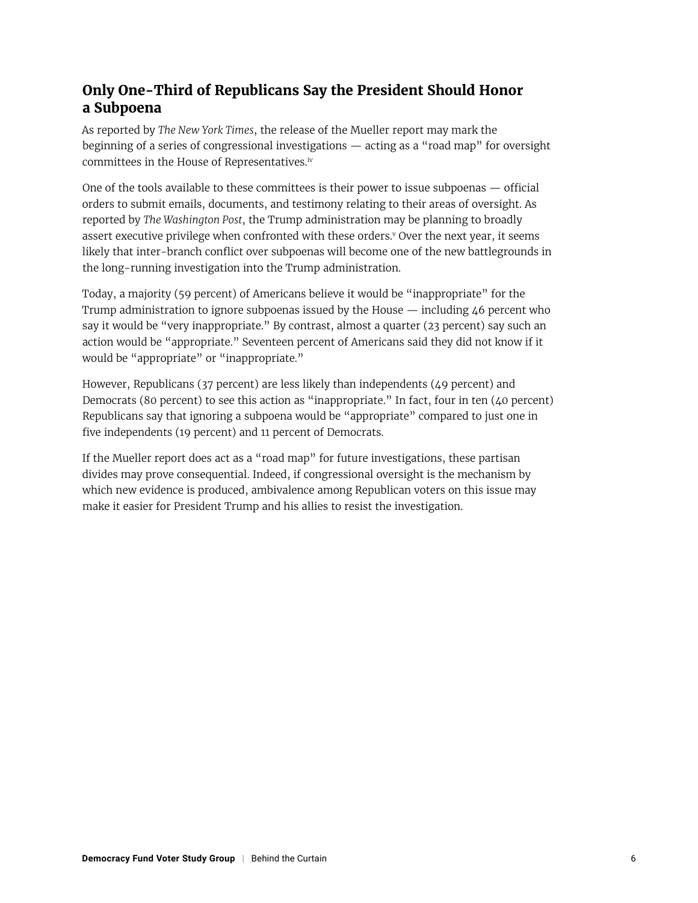## Only One-Third of Republicans Say the President Should Honor a Subpoena

As reported by *The New York Times*, the release of the Mueller report may mark the beginning of a series of congressional investigations — acting as a "road map" for oversight committees in the House of Representatives.[iv]

One of the tools available to these committees is their power to issue subpoenas — official orders to submit emails, documents, and testimony relating to their areas of oversight. As reported by *The Washington Post*, the Trump administration may be planning to broadly assert executive privilege when confronted with these orders.[v] Over the next year, it seems likely that inter-branch conflict over subpoenas will become one of the new battlegrounds in the long-running investigation into the Trump administration.

Today, a majority (59 percent) of Americans believe it would be "inappropriate" for the Trump administration to ignore subpoenas issued by the House — including 46 percent who say it would be "very inappropriate." By contrast, almost a quarter (23 percent) say such an action would be "appropriate." Seventeen percent of Americans said they did not know if it would be "appropriate" or "inappropriate."

However, Republicans (37 percent) are less likely than independents (49 percent) and Democrats (80 percent) to see this action as "inappropriate." In fact, four in ten (40 percent) Republicans say that ignoring a subpoena would be "appropriate" compared to just one in five independents (19 percent) and 11 percent of Democrats.

If the Mueller report does act as a "road map" for future investigations, these partisan divides may prove consequential. Indeed, if congressional oversight is the mechanism by which new evidence is produced, ambivalence among Republican voters on this issue may make it easier for President Trump and his allies to resist the investigation.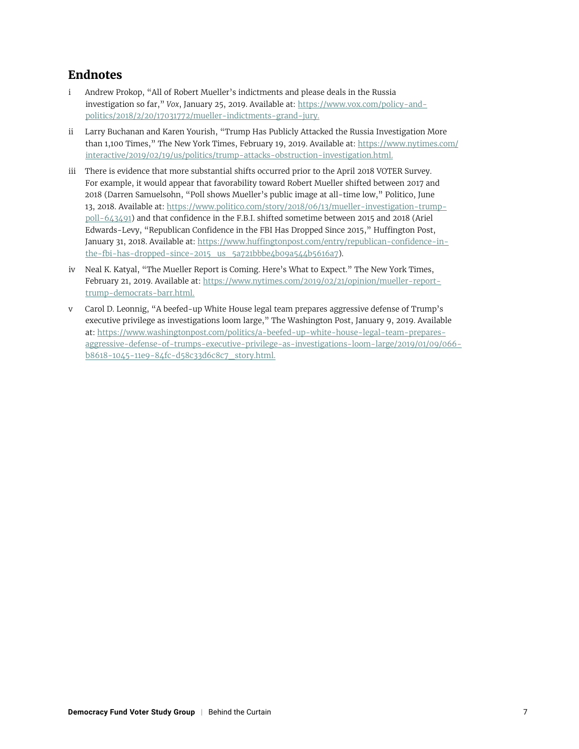## Endnotes

i Andrew Prokop, "All of Robert Mueller's indictments and please deals in the Russia investigation so far," *Vox*, January 25, 2019. Available at: https://www.vox.com/policy-and-politics/2018/2/20/17031772/mueller-indictments-grand-jury.

ii Larry Buchanan and Karen Yourish, "Trump Has Publicly Attacked the Russia Investigation More than 1,100 Times," The New York Times, February 19, 2019. Available at: https://www.nytimes.com/interactive/2019/02/19/us/politics/trump-attacks-obstruction-investigation.html.

iii There is evidence that more substantial shifts occurred prior to the April 2018 VOTER Survey. For example, it would appear that favorability toward Robert Mueller shifted between 2017 and 2018 (Darren Samuelsohn, "Poll shows Mueller's public image at all-time low," Politico, June 13, 2018. Available at: https://www.politico.com/story/2018/06/13/mueller-investigation-trump-poll-643491) and that confidence in the F.B.I. shifted sometime between 2015 and 2018 (Ariel Edwards-Levy, "Republican Confidence in the FBI Has Dropped Since 2015," Huffington Post, January 31, 2018. Available at: https://www.huffingtonpost.com/entry/republican-confidence-in-the-fbi-has-dropped-since-2015_us_5a721bbbe4b09a544b5616a7).

iv Neal K. Katyal, "The Mueller Report is Coming. Here's What to Expect." The New York Times, February 21, 2019. Available at: https://www.nytimes.com/2019/02/21/opinion/mueller-report-trump-democrats-barr.html.

v Carol D. Leonnig, "A beefed-up White House legal team prepares aggressive defense of Trump's executive privilege as investigations loom large," The Washington Post, January 9, 2019. Available at: https://www.washingtonpost.com/politics/a-beefed-up-white-house-legal-team-prepares-aggressive-defense-of-trumps-executive-privilege-as-investigations-loom-large/2019/01/09/066-b8618-1045-11e9-84fc-d58c33d6c8c7_story.html.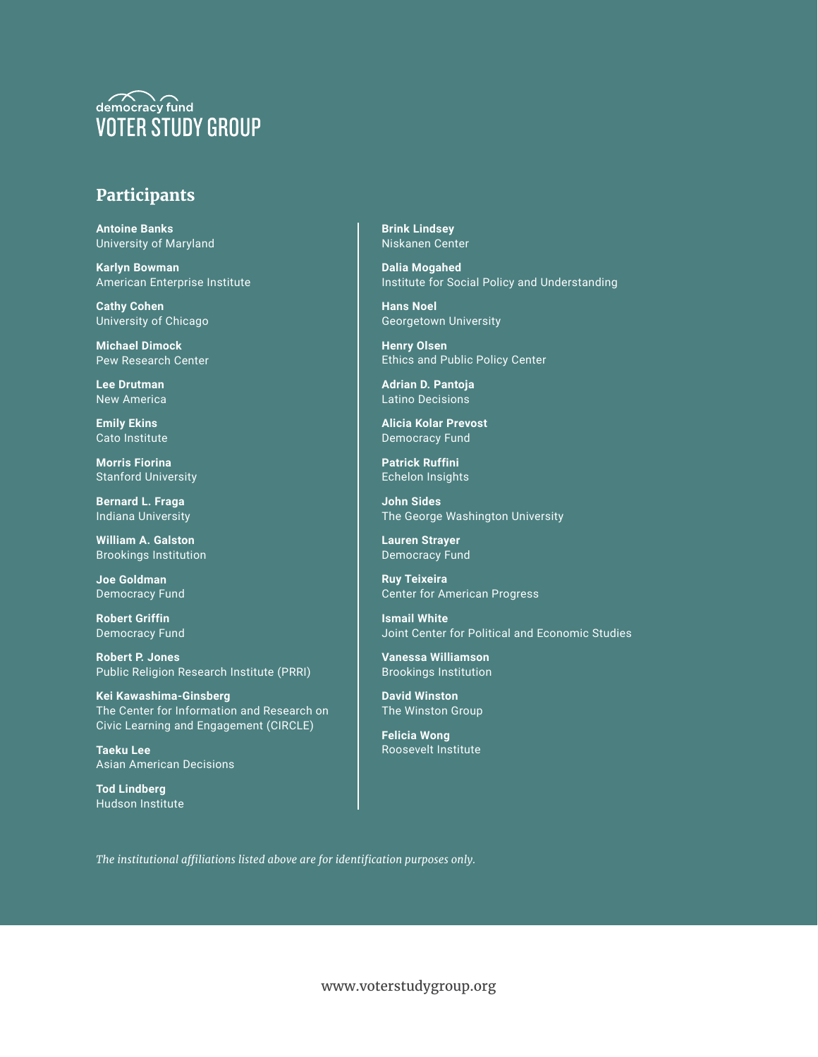democracy fund
VOTER STUDY GROUP

## Participants

**Antoine Banks**
University of Maryland

**Karlyn Bowman**
American Enterprise Institute

**Cathy Cohen**
University of Chicago

**Michael Dimock**
Pew Research Center

**Lee Drutman**
New America

**Emily Ekins**
Cato Institute

**Morris Fiorina**
Stanford University

**Bernard L. Fraga**
Indiana University

**William A. Galston**
Brookings Institution

**Joe Goldman**
Democracy Fund

**Robert Griffin**
Democracy Fund

**Robert P. Jones**
Public Religion Research Institute (PRRI)

**Kei Kawashima-Ginsberg**
The Center for Information and Research on Civic Learning and Engagement (CIRCLE)

**Taeku Lee**
Asian American Decisions

**Tod Lindberg**
Hudson Institute

**Brink Lindsey**
Niskanen Center

**Dalia Mogahed**
Institute for Social Policy and Understanding

**Hans Noel**
Georgetown University

**Henry Olsen**
Ethics and Public Policy Center

**Adrian D. Pantoja**
Latino Decisions

**Alicia Kolar Prevost**
Democracy Fund

**Patrick Ruffini**
Echelon Insights

**John Sides**
The George Washington University

**Lauren Strayer**
Democracy Fund

**Ruy Teixeira**
Center for American Progress

**Ismail White**
Joint Center for Political and Economic Studies

**Vanessa Williamson**
Brookings Institution

**David Winston**
The Winston Group

**Felicia Wong**
Roosevelt Institute

*The institutional affiliations listed above are for identification purposes only.*

www.voterstudygroup.org